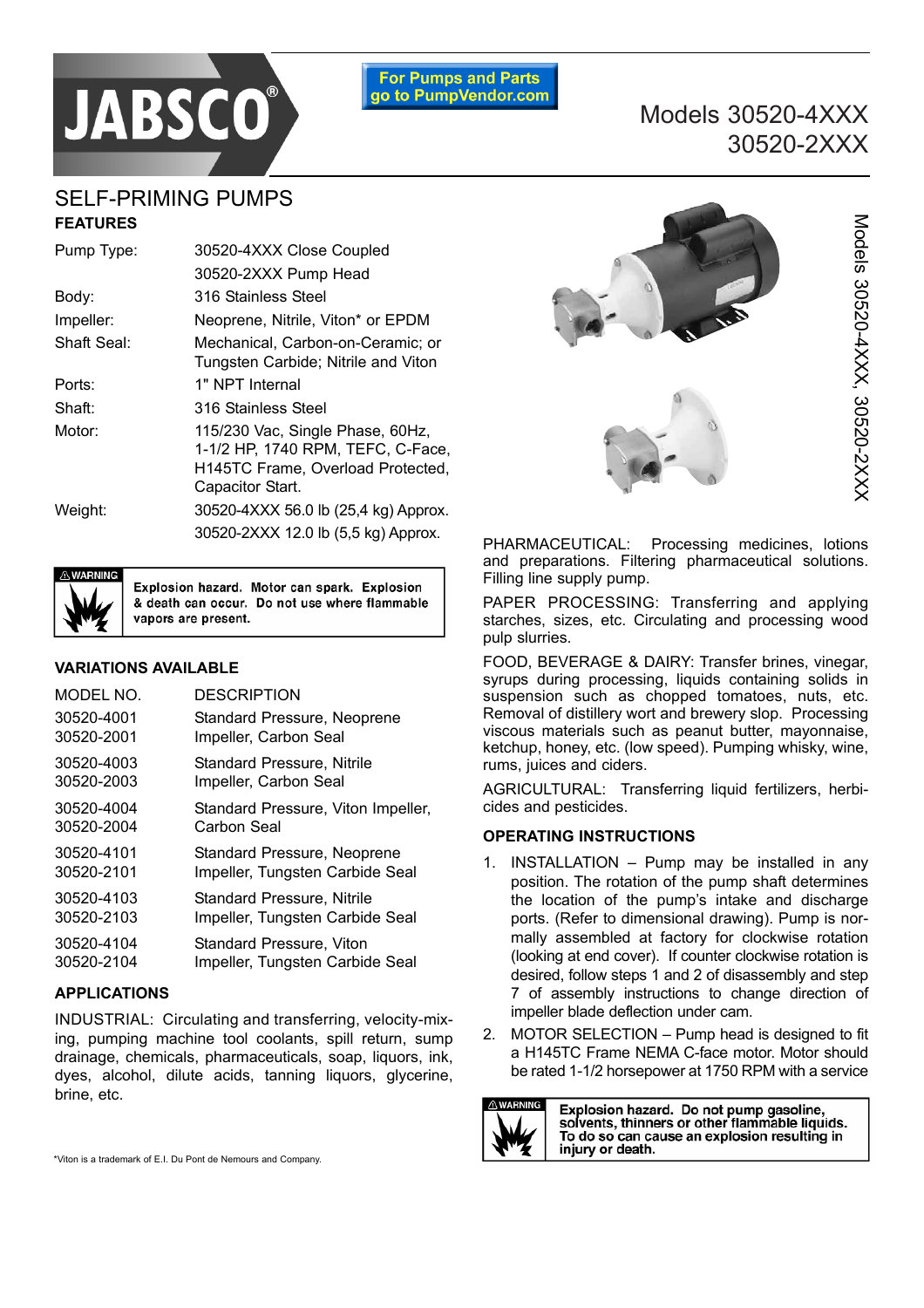JABSCO®

For Pumps and Parts go to PumpVendor.com

# Models 30520-4XXX 30520-2XXX

## SELF-PRIMING PUMPS

### FEATURES

| | |
|---|---|
| Pump Type: | 30520-4XXX Close Coupled<br>30520-2XXX Pump Head |
| Body: | 316 Stainless Steel |
| Impeller: | Neoprene, Nitrile, Viton* or EPDM |
| Shaft Seal: | Mechanical, Carbon-on-Ceramic; or Tungsten Carbide; Nitrile and Viton |
| Ports: | 1" NPT Internal |
| Shaft: | 316 Stainless Steel |
| Motor: | 115/230 Vac, Single Phase, 60Hz, 1-1/2 HP, 1740 RPM, TEFC, C-Face, H145TC Frame, Overload Protected, Capacitor Start. |
| Weight: | 30520-4XXX 56.0 lb (25,4 kg) Approx.<br>30520-2XXX 12.0 lb (5,5 kg) Approx. |

> ⚠ WARNING
> **Explosion hazard. Motor can spark. Explosion & death can occur. Do not use where flammable vapors are present.**

### VARIATIONS AVAILABLE

| MODEL NO. | DESCRIPTION |
|---|---|
| 30520-4001<br>30520-2001 | Standard Pressure, Neoprene Impeller, Carbon Seal |
| 30520-4003<br>30520-2003 | Standard Pressure, Nitrile Impeller, Carbon Seal |
| 30520-4004<br>30520-2004 | Standard Pressure, Viton Impeller, Carbon Seal |
| 30520-4101<br>30520-2101 | Standard Pressure, Neoprene Impeller, Tungsten Carbide Seal |
| 30520-4103<br>30520-2103 | Standard Pressure, Nitrile Impeller, Tungsten Carbide Seal |
| 30520-4104<br>30520-2104 | Standard Pressure, Viton Impeller, Tungsten Carbide Seal |

### APPLICATIONS

INDUSTRIAL: Circulating and transferring, velocity-mixing, pumping machine tool coolants, spill return, sump drainage, chemicals, pharmaceuticals, soap, liquors, ink, dyes, alcohol, dilute acids, tanning liquors, glycerine, brine, etc.

PHARMACEUTICAL: Processing medicines, lotions and preparations. Filtering pharmaceutical solutions. Filling line supply pump.

PAPER PROCESSING: Transferring and applying starches, sizes, etc. Circulating and processing wood pulp slurries.

FOOD, BEVERAGE & DAIRY: Transfer brines, vinegar, syrups during processing, liquids containing solids in suspension such as chopped tomatoes, nuts, etc. Removal of distillery wort and brewery slop. Processing viscous materials such as peanut butter, mayonnaise, ketchup, honey, etc. (low speed). Pumping whisky, wine, rums, juices and ciders.

AGRICULTURAL: Transferring liquid fertilizers, herbicides and pesticides.

### OPERATING INSTRUCTIONS

1. INSTALLATION – Pump may be installed in any position. The rotation of the pump shaft determines the location of the pump's intake and discharge ports. (Refer to dimensional drawing). Pump is normally assembled at factory for clockwise rotation (looking at end cover). If counter clockwise rotation is desired, follow steps 1 and 2 of disassembly and step 7 of assembly instructions to change direction of impeller blade deflection under cam.
2. MOTOR SELECTION – Pump head is designed to fit a H145TC Frame NEMA C-face motor. Motor should be rated 1-1/2 horsepower at 1750 RPM with a service

> ⚠ WARNING
> **Explosion hazard. Do not pump gasoline, solvents, thinners or other flammable liquids. To do so can cause an explosion resulting in injury or death.**

*Viton is a trademark of E.I. Du Pont de Nemours and Company.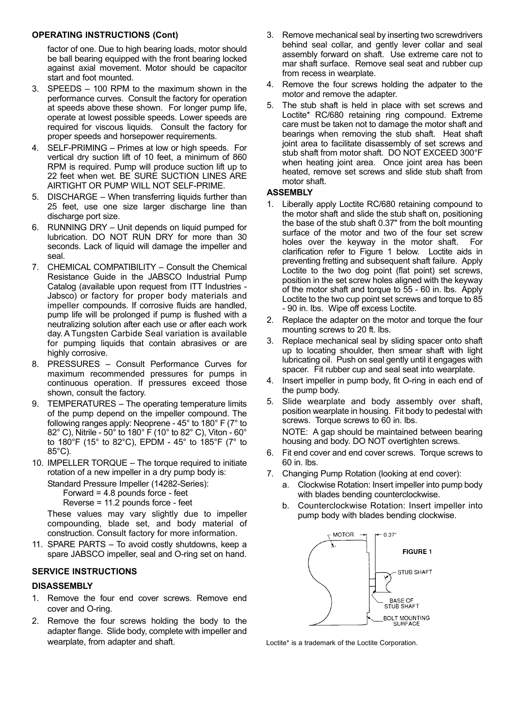**OPERATING INSTRUCTIONS (Cont)**

factor of one. Due to high bearing loads, motor should be ball bearing equipped with the front bearing locked against axial movement. Motor should be capacitor start and foot mounted.

3. SPEEDS – 100 RPM to the maximum shown in the performance curves. Consult the factory for operation at speeds above these shown. For longer pump life, operate at lowest possible speeds. Lower speeds are required for viscous liquids. Consult the factory for proper speeds and horsepower requirements.
4. SELF-PRIMING – Primes at low or high speeds. For vertical dry suction lift of 10 feet, a minimum of 860 RPM is required. Pump will produce suction lift up to 22 feet when wet. BE SURE SUCTION LINES ARE AIRTIGHT OR PUMP WILL NOT SELF-PRIME.
5. DISCHARGE – When transferring liquids further than 25 feet, use one size larger discharge line than discharge port size.
6. RUNNING DRY – Unit depends on liquid pumped for lubrication. DO NOT RUN DRY for more than 30 seconds. Lack of liquid will damage the impeller and seal.
7. CHEMICAL COMPATIBILITY – Consult the Chemical Resistance Guide in the JABSCO Industrial Pump Catalog (available upon request from ITT Industries - Jabsco) or factory for proper body materials and impeller compounds. If corrosive fluids are handled, pump life will be prolonged if pump is flushed with a neutralizing solution after each use or after each work day. A Tungsten Carbide Seal variation is available for pumping liquids that contain abrasives or are highly corrosive.
8. PRESSURES – Consult Performance Curves for maximum recommended pressures for pumps in continuous operation. If pressures exceed those shown, consult the factory.
9. TEMPERATURES – The operating temperature limits of the pump depend on the impeller compound. The following ranges apply: Neoprene - 45° to 180° F (7° to 82° C), Nitrile - 50° to 180° F (10° to 82° C), Viton - 60° to 180°F (15° to 82°C), EPDM - 45° to 185°F (7° to 85°C).
10. IMPELLER TORQUE – The torque required to initiate rotation of a new impeller in a dry pump body is:

    Standard Pressure Impeller (14282-Series):
    Forward = 4.8 pounds force - feet
    Reverse = 11.2 pounds force - feet

    These values may vary slightly due to impeller compounding, blade set, and body material of construction. Consult factory for more information.
11. SPARE PARTS – To avoid costly shutdowns, keep a spare JABSCO impeller, seal and O-ring set on hand.

**SERVICE INSTRUCTIONS**

**DISASSEMBLY**

1. Remove the four end cover screws. Remove end cover and O-ring.
2. Remove the four screws holding the body to the adapter flange. Slide body, complete with impeller and wearplate, from adapter and shaft.
3. Remove mechanical seal by inserting two screwdrivers behind seal collar, and gently lever collar and seal assembly forward on shaft. Use extreme care not to mar shaft surface. Remove seal seat and rubber cup from recess in wearplate.
4. Remove the four screws holding the adpater to the motor and remove the adapter.
5. The stub shaft is held in place with set screws and Loctite* RC/680 retaining ring compound. Extreme care must be taken not to damage the motor shaft and bearings when removing the stub shaft. Heat shaft joint area to facilitate disassembly of set screws and stub shaft from motor shaft. DO NOT EXCEED 300°F when heating joint area. Once joint area has been heated, remove set screws and slide stub shaft from motor shaft.

**ASSEMBLY**

1. Liberally apply Loctite RC/680 retaining compound to the motor shaft and slide the stub shaft on, positioning the base of the stub shaft 0.37" from the bolt mounting surface of the motor and two of the four set screw holes over the keyway in the motor shaft. For clarification refer to Figure 1 below. Loctite aids in preventing fretting and subsequent shaft failure. Apply Loctite to the two dog point (flat point) set screws, position in the set screw holes aligned with the keyway of the motor shaft and torque to 55 - 60 in. lbs. Apply Loctite to the two cup point set screws and torque to 85 - 90 in. lbs. Wipe off excess Loctite.
2. Replace the adapter on the motor and torque the four mounting screws to 20 ft. lbs.
3. Replace mechanical seal by sliding spacer onto shaft up to locating shoulder, then smear shaft with light lubricating oil. Push on seal gently until it engages with spacer. Fit rubber cup and seal seat into wearplate.
4. Insert impeller in pump body, fit O-ring in each end of the pump body.
5. Slide wearplate and body assembly over shaft, position wearplate in housing. Fit body to pedestal with screws. Torque screws to 60 in. lbs.

   NOTE: A gap should be maintained between bearing housing and body. DO NOT overtighten screws.
6. Fit end cover and end cover screws. Torque screws to 60 in. lbs.
7. Changing Pump Rotation (looking at end cover):
   a. Clockwise Rotation: Insert impeller into pump body with blades bending counterclockwise.
   b. Counterclockwise Rotation: Insert impeller into pump body with blades bending clockwise.

MOTOR — 0.37" — STUB SHAFT — BASE OF STUB SHAFT — BOLT MOUNTING SURFACE

**FIGURE 1**

Loctite* is a trademark of the Loctite Corporation.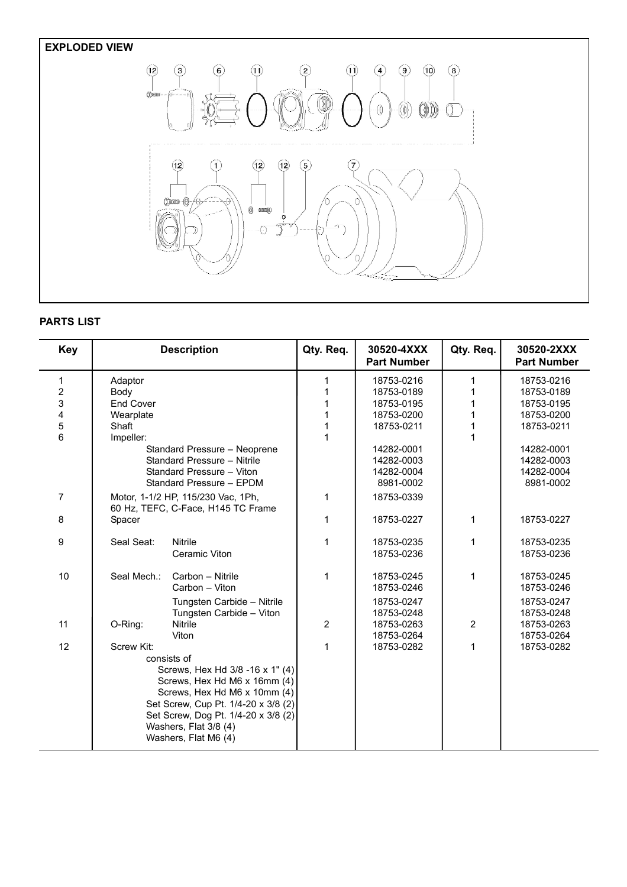## EXPLODED VIEW

## PARTS LIST

| Key | Description | Qty. Req. | 30520-4XXX Part Number | Qty. Req. | 30520-2XXX Part Number |
|---|---|---|---|---|---|
| 1 | Adaptor | 1 | 18753-0216 | 1 | 18753-0216 |
| 2 | Body | 1 | 18753-0189 | 1 | 18753-0189 |
| 3 | End Cover | 1 | 18753-0195 | 1 | 18753-0195 |
| 4 | Wearplate | 1 | 18753-0200 | 1 | 18753-0200 |
| 5 | Shaft | 1 | 18753-0211 | 1 | 18753-0211 |
| 6 | Impeller: | 1 | | 1 | |
| | Standard Pressure – Neoprene | | 14282-0001 | | 14282-0001 |
| | Standard Pressure – Nitrile | | 14282-0003 | | 14282-0003 |
| | Standard Pressure – Viton | | 14282-0004 | | 14282-0004 |
| | Standard Pressure – EPDM | | 8981-0002 | | 8981-0002 |
| 7 | Motor, 1-1/2 HP, 115/230 Vac, 1Ph, 60 Hz, TEFC, C-Face, H145 TC Frame | 1 | 18753-0339 | | |
| 8 | Spacer | 1 | 18753-0227 | 1 | 18753-0227 |
| 9 | Seal Seat: Nitrile | 1 | 18753-0235 | 1 | 18753-0235 |
| | Ceramic Viton | | 18753-0236 | | 18753-0236 |
| 10 | Seal Mech.: Carbon – Nitrile | 1 | 18753-0245 | 1 | 18753-0245 |
| | Carbon – Viton | | 18753-0246 | | 18753-0246 |
| | Tungsten Carbide – Nitrile | | 18753-0247 | | 18753-0247 |
| | Tungsten Carbide – Viton | | 18753-0248 | | 18753-0248 |
| 11 | O-Ring: Nitrile | 2 | 18753-0263 | 2 | 18753-0263 |
| | Viton | | 18753-0264 | | 18753-0264 |
| 12 | Screw Kit: consists of Screws, Hex Hd 3/8 -16 x 1" (4); Screws, Hex Hd M6 x 16mm (4); Screws, Hex Hd M6 x 10mm (4); Set Screw, Cup Pt. 1/4-20 x 3/8 (2); Set Screw, Dog Pt. 1/4-20 x 3/8 (2); Washers, Flat 3/8 (4); Washers, Flat M6 (4) | 1 | 18753-0282 | 1 | 18753-0282 |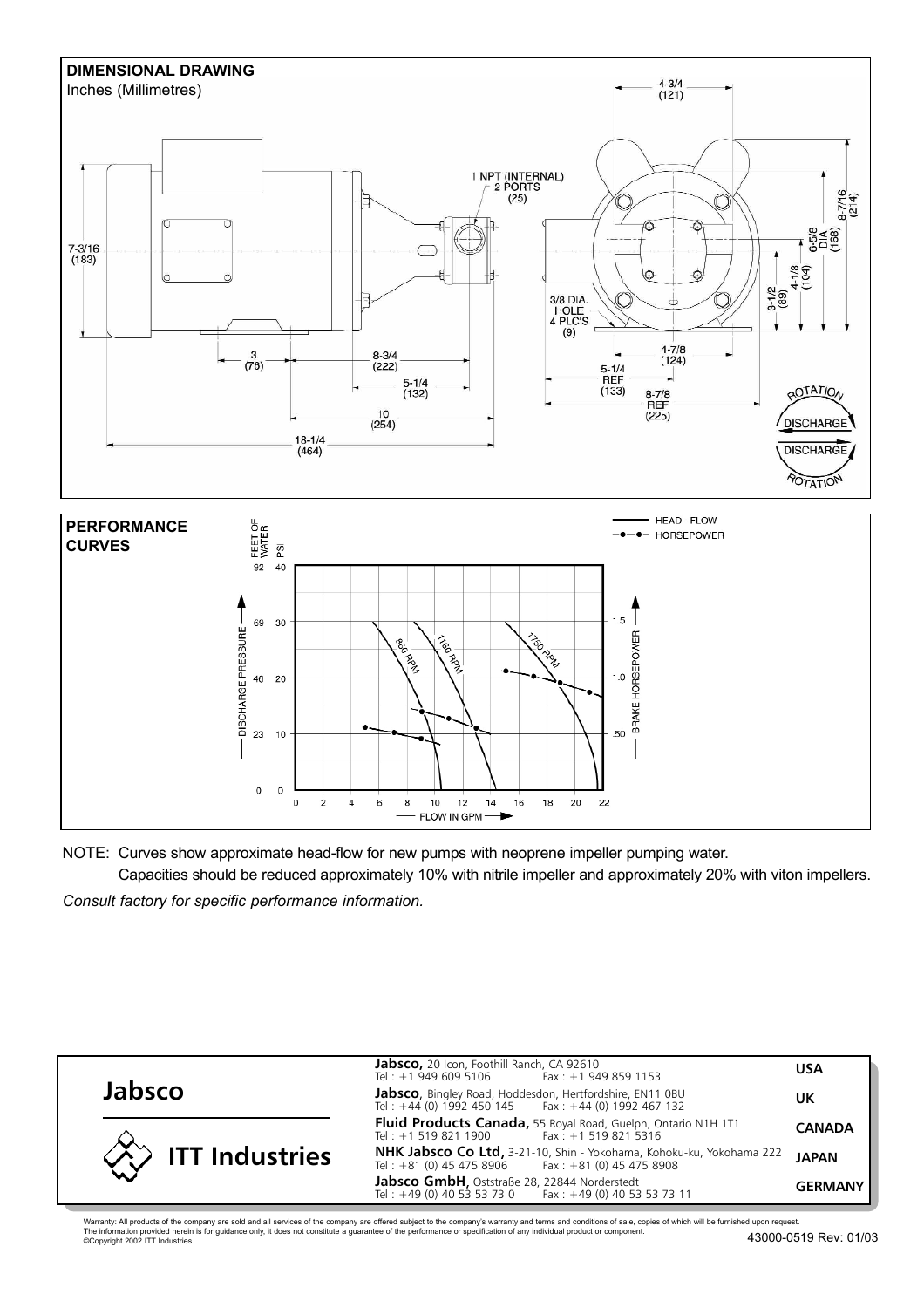## DIMENSIONAL DRAWING

Inches (Millimetres)

1 NPT (INTERNAL) 2 PORTS (25)

7-3/16 (183)

3 (76)

8-3/4 (222)

5-1/4 (132)

10 (254)

18-1/4 (464)

4-3/4 (121)

8-7/16 (214)

6-5/8 DIA (168)

4-1/8 (104)

3-1/2 (89)

3/8 DIA. HOLE 4 PLC'S (9)

4-7/8 (124)

5-1/4 REF (133)

8-7/8 REF (225)

ROTATION

DISCHARGE

DISCHARGE

ROTATION

## PERFORMANCE CURVES

HEAD - FLOW

HORSEPOWER

DISCHARGE PRESSURE

FEET OF WATER: 92, 69, 46, 23, 0

PSI: 40, 30, 20, 10, 0

BRAKE HORSEPOWER: 1.5, 1.0, .50

860 RPM

1160 RPM

1750 RPM

FLOW IN GPM: 0, 2, 4, 6, 8, 10, 12, 14, 16, 18, 20, 22

NOTE: Curves show approximate head-flow for new pumps with neoprene impeller pumping water.
Capacities should be reduced approximately 10% with nitrile impeller and approximately 20% with viton impellers.

*Consult factory for specific performance information.*

**Jabsco**

**ITT Industries**

| | |
|---|---|
| **Jabsco,** 20 Icon, Foothill Ranch, CA 92610 Tel : +1 949 609 5106 Fax : +1 949 859 1153 | **USA** |
| **Jabsco**, Bingley Road, Hoddesdon, Hertfordshire, EN11 0BU Tel : +44 (0) 1992 450 145 Fax : +44 (0) 1992 467 132 | **UK** |
| **Fluid Products Canada,** 55 Royal Road, Guelph, Ontario N1H 1T1 Tel : +1 519 821 1900 Fax : +1 519 821 5316 | **CANADA** |
| **NHK Jabsco Co Ltd,** 3-21-10, Shin - Yokohama, Kohoku-ku, Yokohama 222 Tel : +81 (0) 45 475 8906 Fax : +81 (0) 45 475 8908 | **JAPAN** |
| **Jabsco GmbH,** Oststraße 28, 22844 Norderstedt Tel : +49 (0) 40 53 53 73 0 Fax : +49 (0) 40 53 53 73 11 | **GERMANY** |

Warranty: All products of the company are sold and all services of the company are offered subject to the company's warranty and terms and conditions of sale, copies of which will be furnished upon request.
The information provided herein is for guidance only, it does not constitute a guarantee of the performance or specification of any individual product or component.
©Copyright 2002 ITT Industries

43000-0519 Rev: 01/03